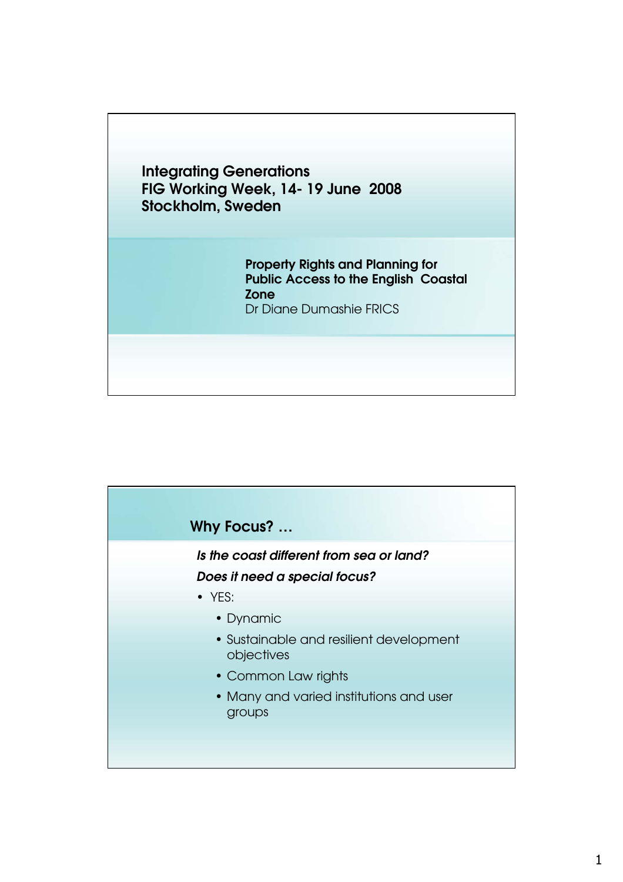# Integrating Generations
# FIG Working Week, 14- 19 June 2008
# Stockholm, Sweden

**Property Rights and Planning for Public Access to the English Coastal Zone**
Dr Diane Dumashie FRICS

## Why Focus? …

***Is the coast different from sea or land?***

***Does it need a special focus?***

- YES:
  - Dynamic
  - Sustainable and resilient development objectives
  - Common Law rights
  - Many and varied institutions and user groups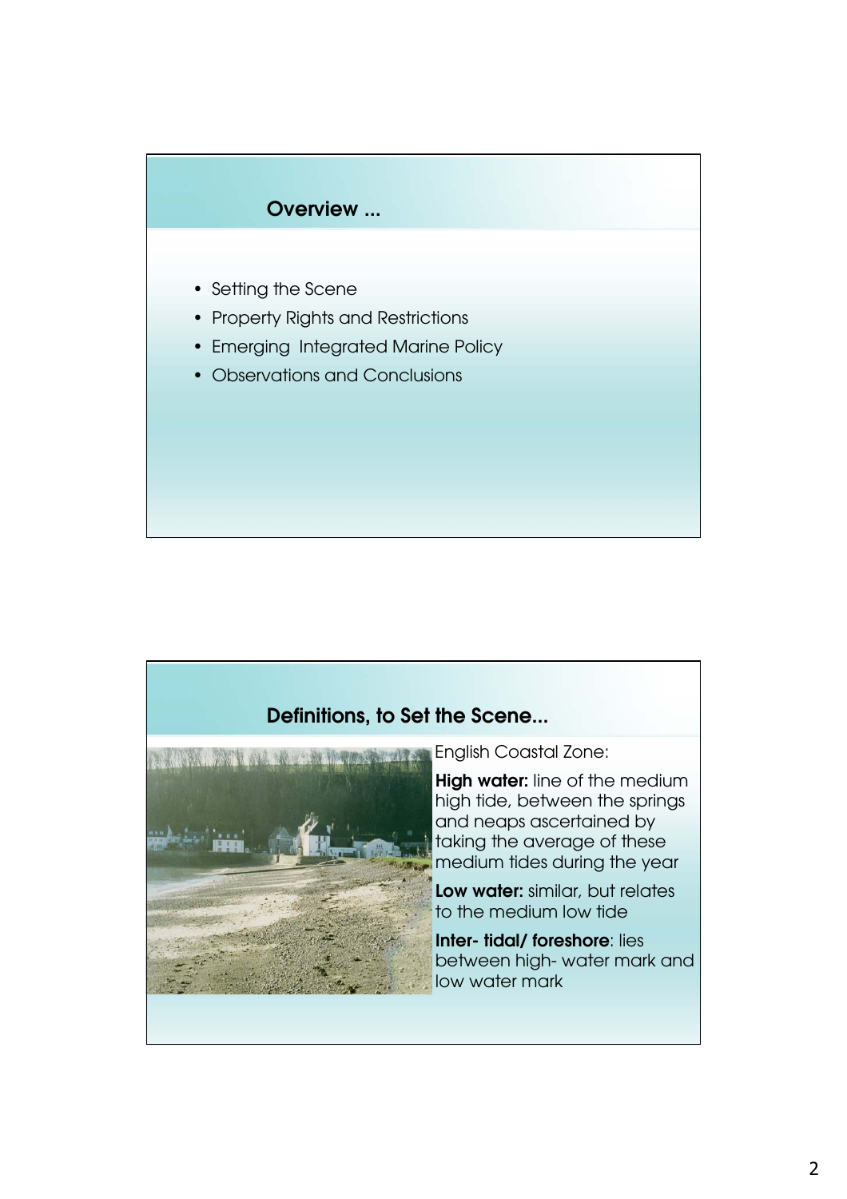## Overview ...

- Setting the Scene
- Property Rights and Restrictions
- Emerging Integrated Marine Policy
- Observations and Conclusions

## Definitions, to Set the Scene...

English Coastal Zone:

**High water:** line of the medium high tide, between the springs and neaps ascertained by taking the average of these medium tides during the year

**Low water:** similar, but relates to the medium low tide

**Inter- tidal/ foreshore**: lies between high- water mark and low water mark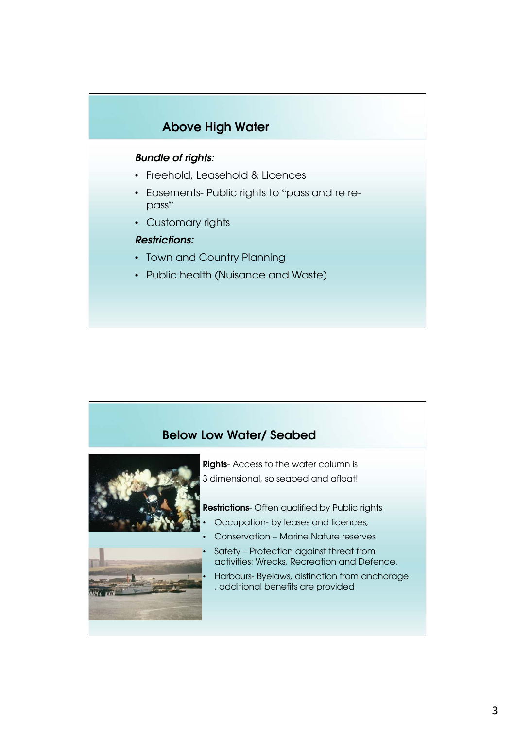## Above High Water

***Bundle of rights:***

- Freehold, Leasehold & Licences
- Easements- Public rights to "pass and re re-pass"
- Customary rights

***Restrictions:***

- Town and Country Planning
- Public health (Nuisance and Waste)

## Below Low Water/ Seabed

**Rights**- Access to the water column is 3 dimensional, so seabed and afloat!

**Restrictions**- Often qualified by Public rights

- Occupation- by leases and licences,
- Conservation – Marine Nature reserves
- Safety – Protection against threat from activities: Wrecks, Recreation and Defence.
- Harbours- Byelaws, distinction from anchorage , additional benefits are provided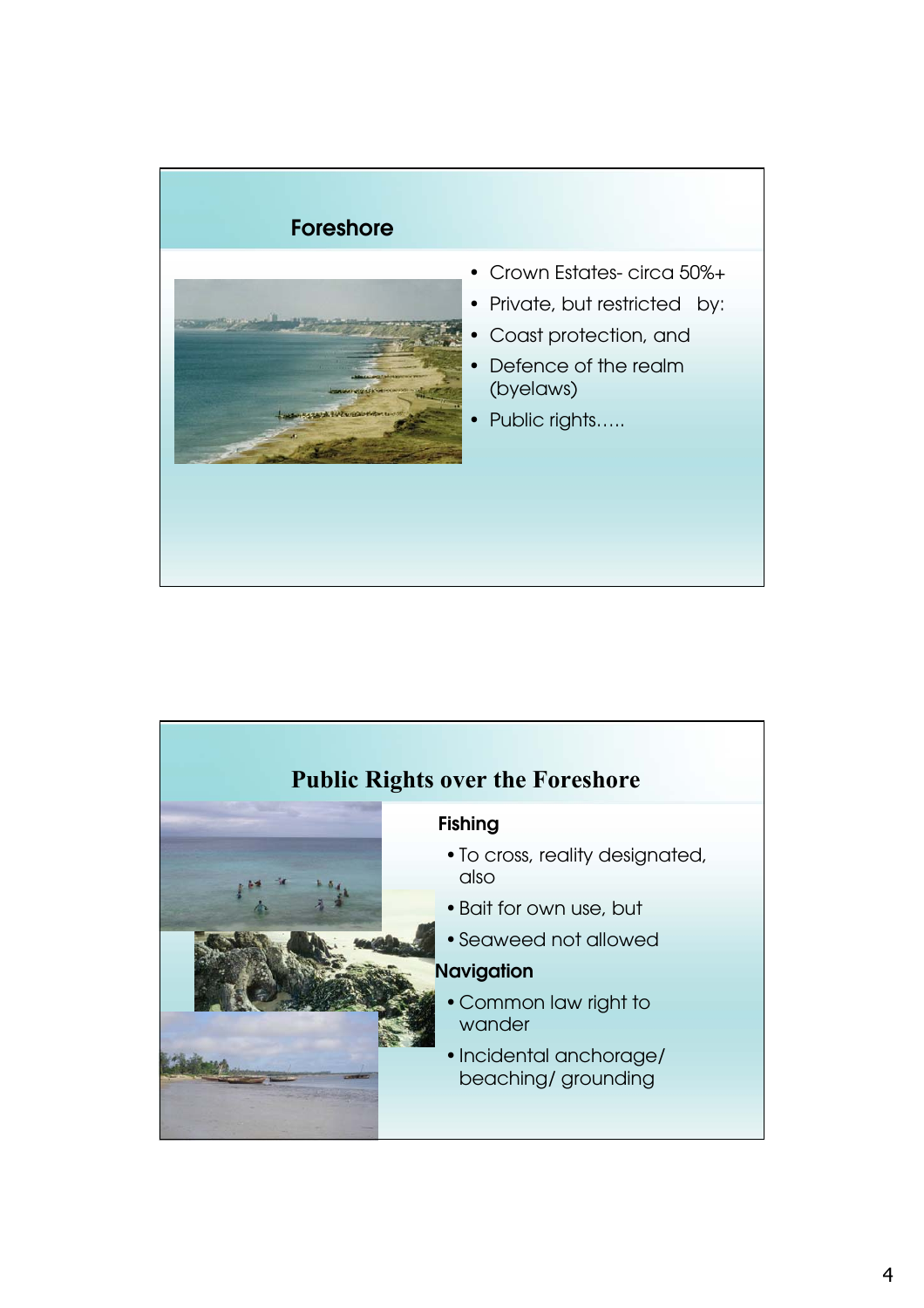## Foreshore

- Crown Estates- circa 50%+
- Private, but restricted by:
- Coast protection, and
- Defence of the realm (byelaws)
- Public rights…..

## Public Rights over the Foreshore

**Fishing**

- To cross, reality designated, also
- Bait for own use, but
- Seaweed not allowed

**Navigation**

- Common law right to wander
- Incidental anchorage/ beaching/ grounding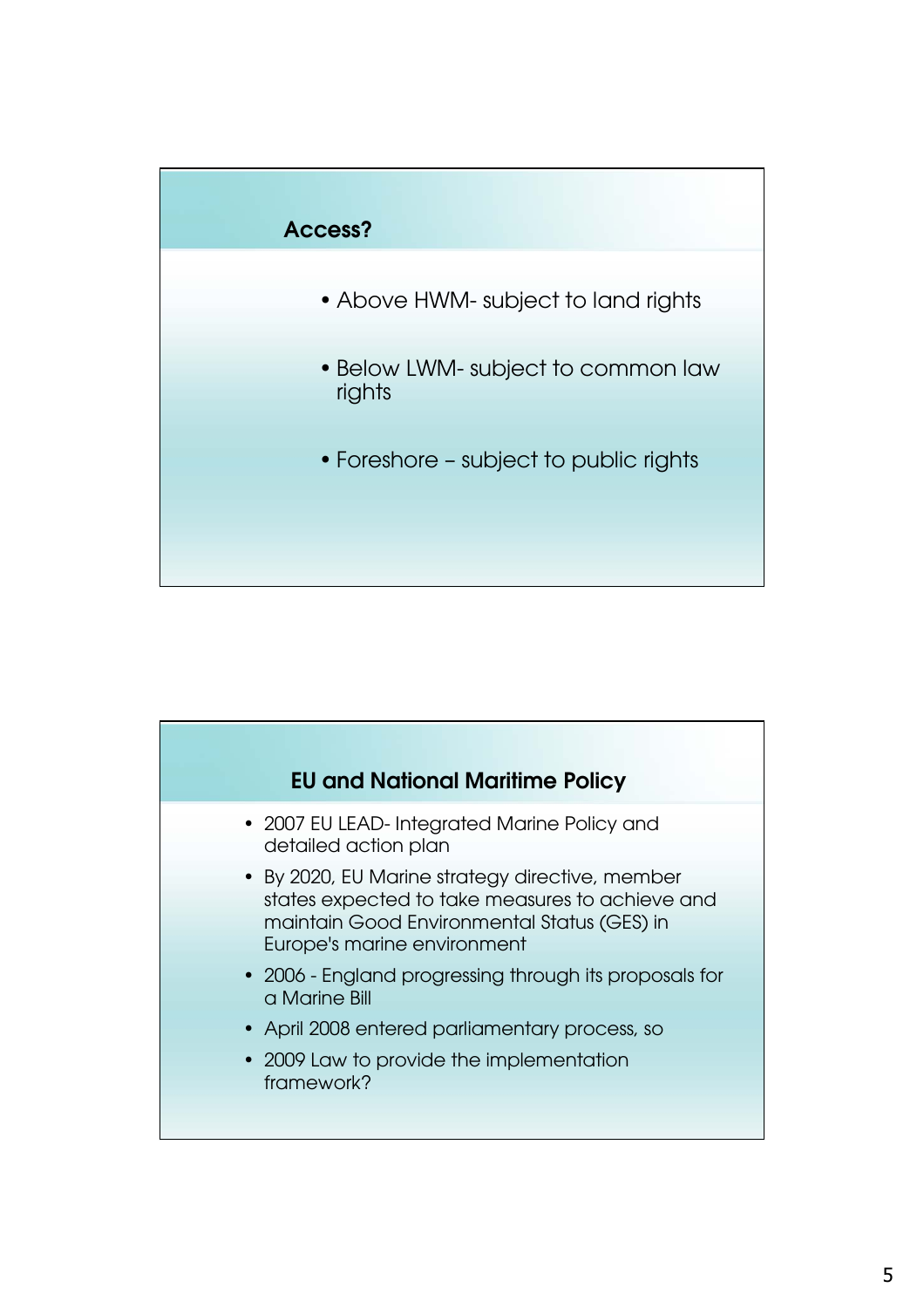## Access?

- Above HWM- subject to land rights
- Below LWM- subject to common law rights
- Foreshore – subject to public rights

## EU and National Maritime Policy

- 2007 EU LEAD- Integrated Marine Policy and detailed action plan
- By 2020, EU Marine strategy directive, member states expected to take measures to achieve and maintain Good Environmental Status (GES) in Europe's marine environment
- 2006 - England progressing through its proposals for a Marine Bill
- April 2008 entered parliamentary process, so
- 2009 Law to provide the implementation framework?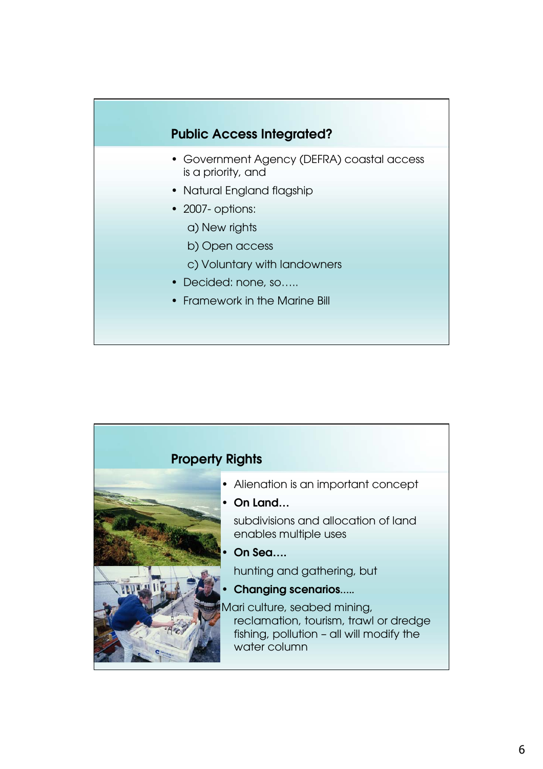## Public Access Integrated?

- Government Agency (DEFRA) coastal access is a priority, and
- Natural England flagship
- 2007- options:
  - a) New rights
  - b) Open access
  - c) Voluntary with landowners
- Decided: none, so…..
- Framework in the Marine Bill

## Property Rights

- Alienation is an important concept
- **On Land…**

  subdivisions and allocation of land enables multiple uses
- **On Sea….**

  hunting and gathering, but
- **Changing scenarios.....**

Mari culture, seabed mining, reclamation, tourism, trawl or dredge fishing, pollution – all will modify the water column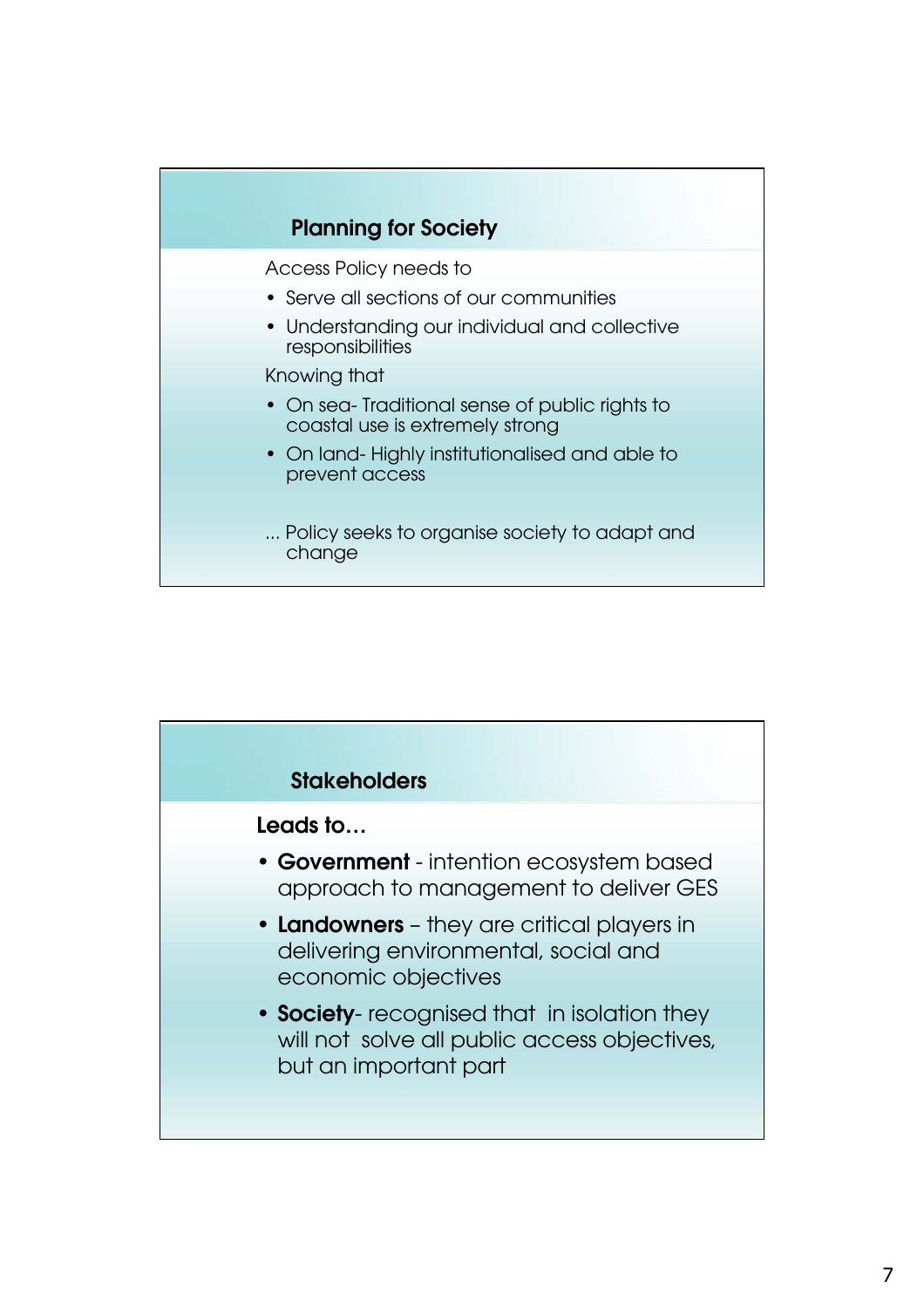## Planning for Society

Access Policy needs to

- Serve all sections of our communities
- Understanding our individual and collective responsibilities

Knowing that

- On sea- Traditional sense of public rights to coastal use is extremely strong
- On land- Highly institutionalised and able to prevent access

... Policy seeks to organise society to adapt and change

## Stakeholders

**Leads to…**

- **Government** - intention ecosystem based approach to management to deliver GES
- **Landowners** – they are critical players in delivering environmental, social and economic objectives
- **Society**- recognised that in isolation they will not solve all public access objectives, but an important part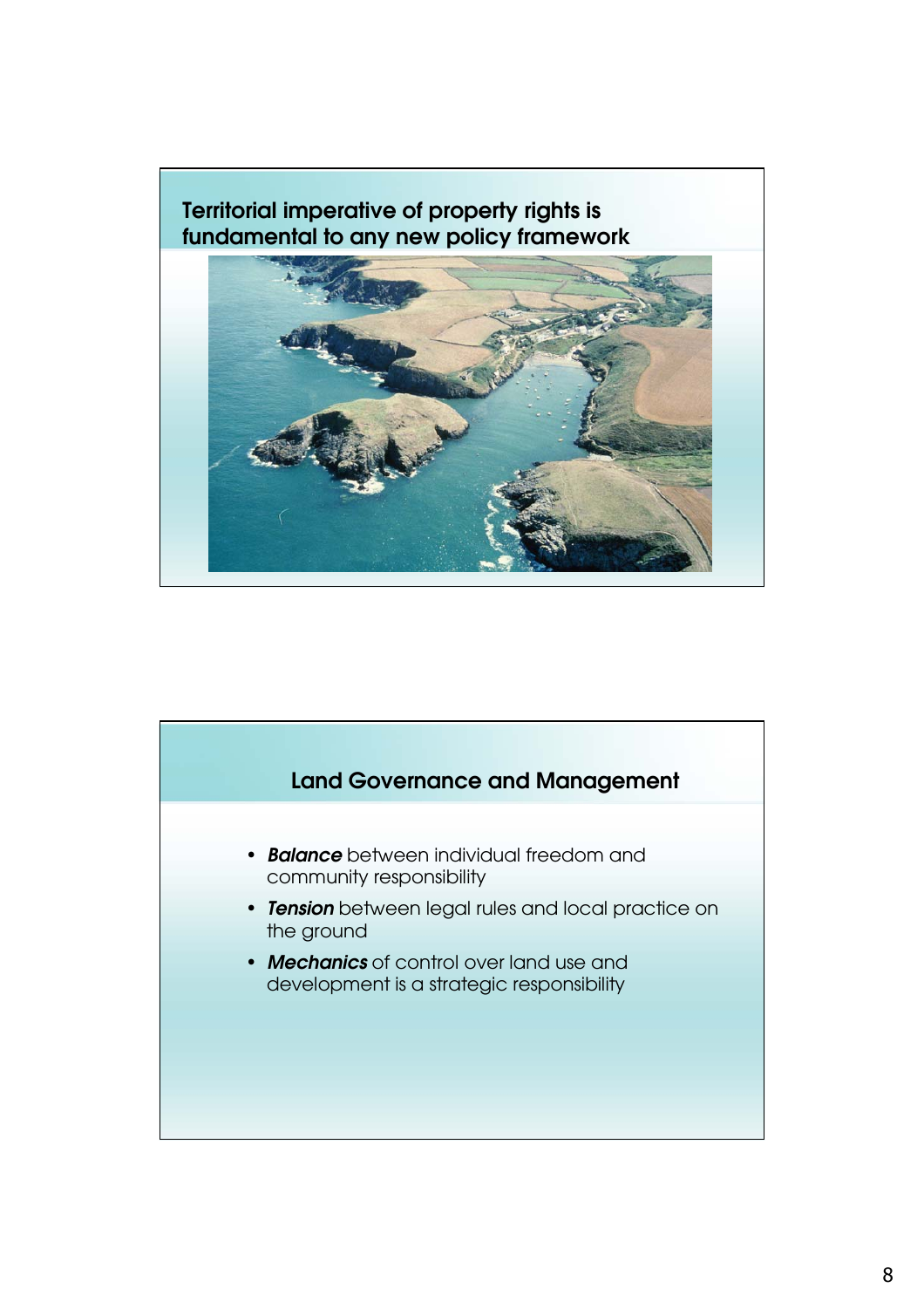## Territorial imperative of property rights is fundamental to any new policy framework

## Land Governance and Management

- ***Balance*** between individual freedom and community responsibility
- ***Tension*** between legal rules and local practice on the ground
- ***Mechanics*** of control over land use and development is a strategic responsibility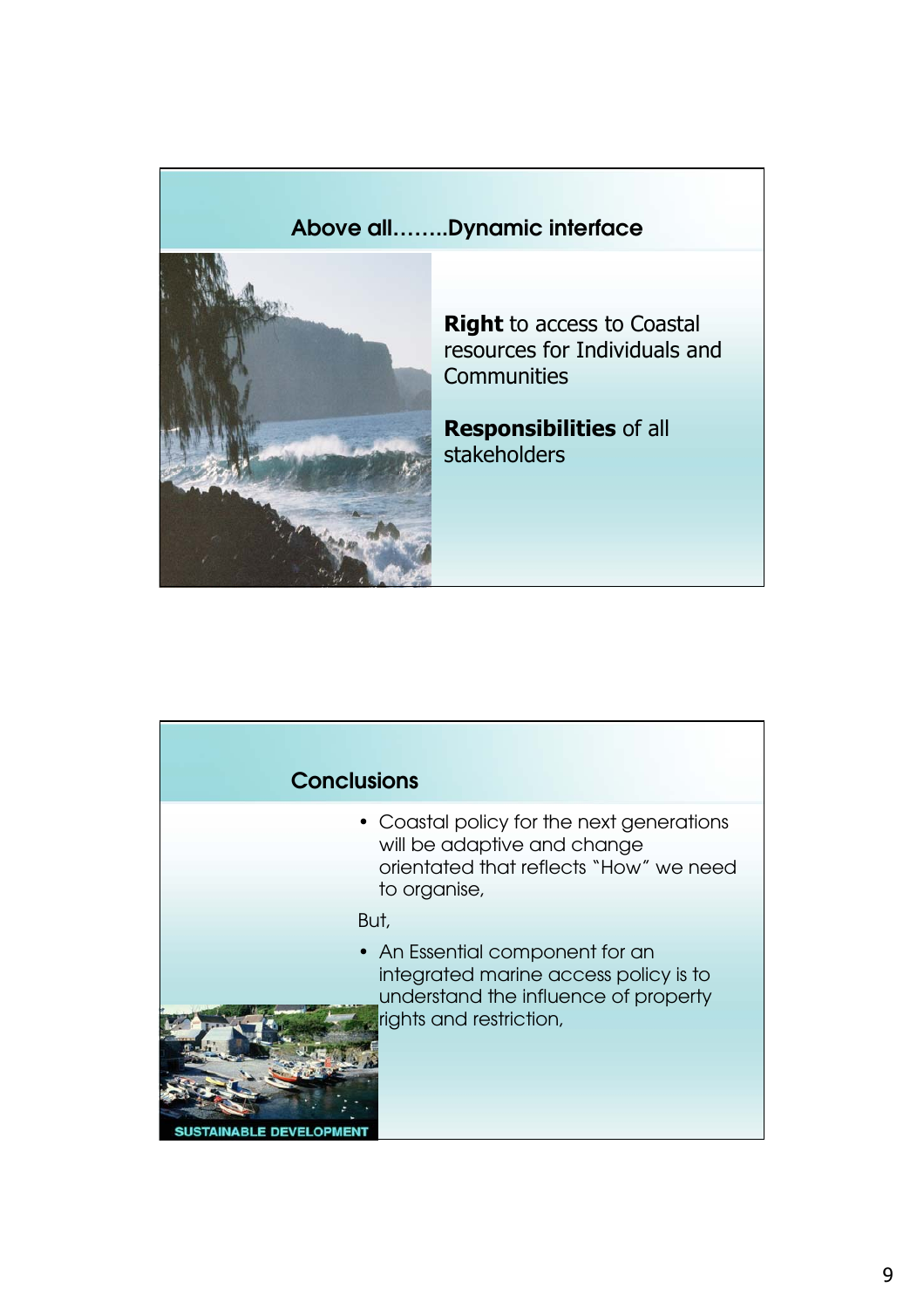## Above all……..Dynamic interface

**Right** to access to Coastal resources for Individuals and Communities

**Responsibilities** of all stakeholders

## Conclusions

- Coastal policy for the next generations will be adaptive and change orientated that reflects "How" we need to organise,

But,

- An Essential component for an integrated marine access policy is to understand the influence of property rights and restriction,

SUSTAINABLE DEVELOPMENT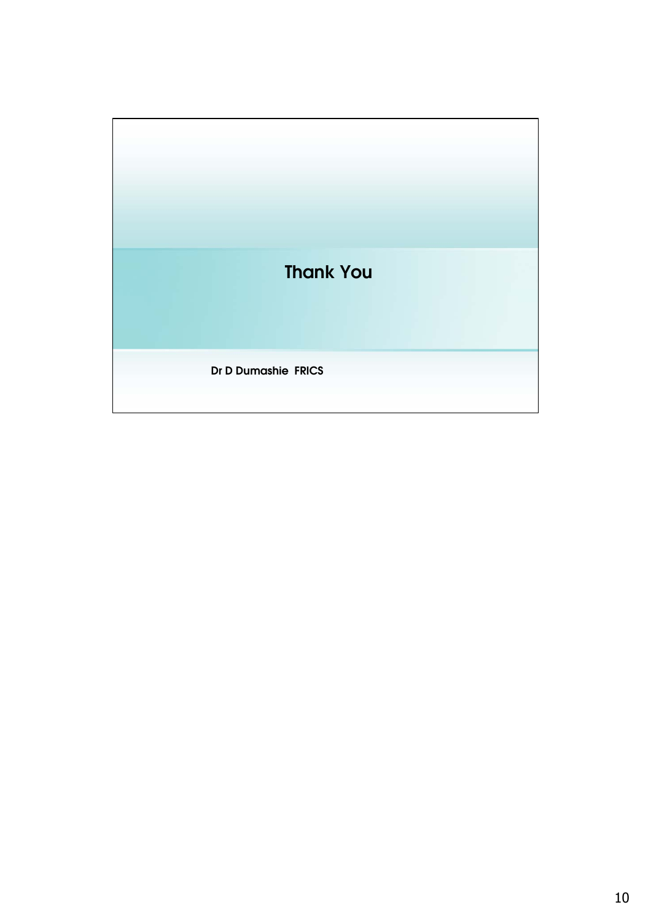# Thank You

**Dr D Dumashie FRICS**